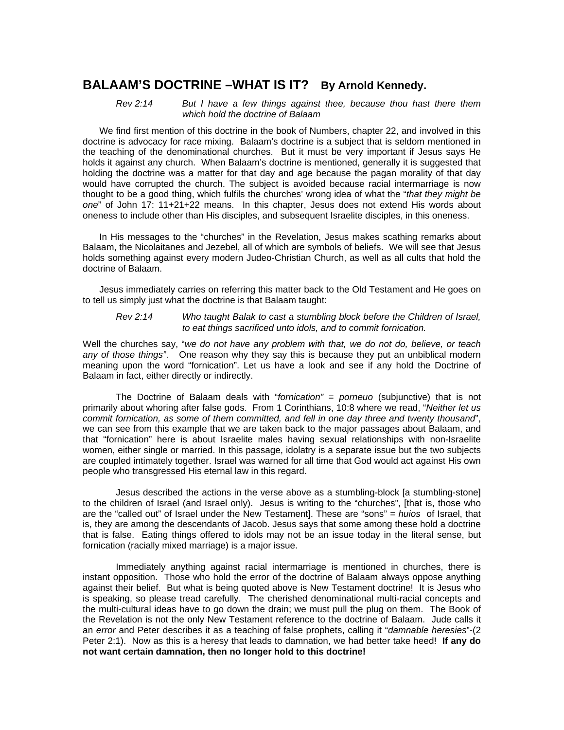# BALAAM'S DOCTRINE –WHAT IS IT? By Arnold Kennedy.

*Rev 2:14* *But I have a few things against thee, because thou hast there them which hold the doctrine of Balaam*

We find first mention of this doctrine in the book of Numbers, chapter 22, and involved in this doctrine is advocacy for race mixing. Balaam's doctrine is a subject that is seldom mentioned in the teaching of the denominational churches. But it must be very important if Jesus says He holds it against any church. When Balaam's doctrine is mentioned, generally it is suggested that holding the doctrine was a matter for that day and age because the pagan morality of that day would have corrupted the church. The subject is avoided because racial intermarriage is now thought to be a good thing, which fulfils the churches' wrong idea of what the "*that they might be one*" of John 17: 11+21+22 means. In this chapter, Jesus does not extend His words about oneness to include other than His disciples, and subsequent Israelite disciples, in this oneness.

In His messages to the "churches" in the Revelation, Jesus makes scathing remarks about Balaam, the Nicolaitanes and Jezebel, all of which are symbols of beliefs. We will see that Jesus holds something against every modern Judeo-Christian Church, as well as all cults that hold the doctrine of Balaam.

Jesus immediately carries on referring this matter back to the Old Testament and He goes on to tell us simply just what the doctrine is that Balaam taught:

*Rev 2:14* *Who taught Balak to cast a stumbling block before the Children of Israel, to eat things sacrificed unto idols, and to commit fornication.*

Well the churches say, "*we do not have any problem with that, we do not do, believe, or teach any of those things*". One reason why they say this is because they put an unbiblical modern meaning upon the word "fornication". Let us have a look and see if any hold the Doctrine of Balaam in fact, either directly or indirectly.

The Doctrine of Balaam deals with "*fornication"* = *porneuo* (subjunctive) that is not primarily about whoring after false gods. From 1 Corinthians, 10:8 where we read, "*Neither let us commit fornication, as some of them committed, and fell in one day three and twenty thousand*", we can see from this example that we are taken back to the major passages about Balaam, and that "fornication" here is about Israelite males having sexual relationships with non-Israelite women, either single or married. In this passage, idolatry is a separate issue but the two subjects are coupled intimately together. Israel was warned for all time that God would act against His own people who transgressed His eternal law in this regard.

Jesus described the actions in the verse above as a stumbling-block [a stumbling-stone] to the children of Israel (and Israel only). Jesus is writing to the "churches", [that is, those who are the "called out" of Israel under the New Testament]. These are "sons" = *huios* of Israel, that is, they are among the descendants of Jacob. Jesus says that some among these hold a doctrine that is false. Eating things offered to idols may not be an issue today in the literal sense, but fornication (racially mixed marriage) is a major issue.

Immediately anything against racial intermarriage is mentioned in churches, there is instant opposition. Those who hold the error of the doctrine of Balaam always oppose anything against their belief. But what is being quoted above is New Testament doctrine! It is Jesus who is speaking, so please tread carefully. The cherished denominational multi-racial concepts and the multi-cultural ideas have to go down the drain; we must pull the plug on them. The Book of the Revelation is not the only New Testament reference to the doctrine of Balaam. Jude calls it an *error* and Peter describes it as a teaching of false prophets, calling it "*damnable heresies*"-(2 Peter 2:1). Now as this is a heresy that leads to damnation, we had better take heed! **If any do not want certain damnation, then no longer hold to this doctrine!**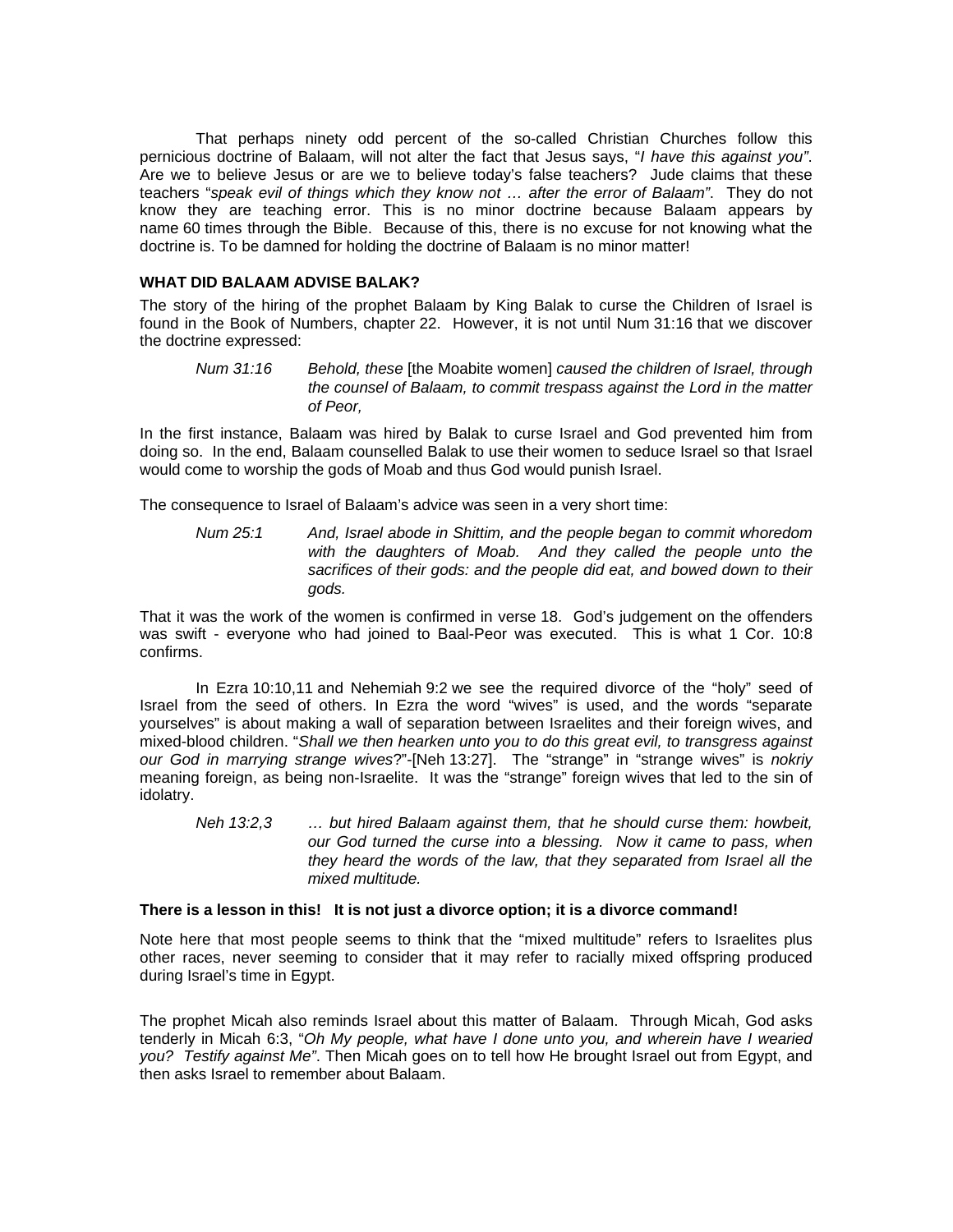That perhaps ninety odd percent of the so-called Christian Churches follow this pernicious doctrine of Balaam, will not alter the fact that Jesus says, "*I have this against you"*. Are we to believe Jesus or are we to believe today's false teachers? Jude claims that these teachers "*speak evil of things which they know not … after the error of Balaam"*. They do not know they are teaching error. This is no minor doctrine because Balaam appears by name 60 times through the Bible. Because of this, there is no excuse for not knowing what the doctrine is. To be damned for holding the doctrine of Balaam is no minor matter!

**WHAT DID BALAAM ADVISE BALAK?**

The story of the hiring of the prophet Balaam by King Balak to curse the Children of Israel is found in the Book of Numbers, chapter 22. However, it is not until Num 31:16 that we discover the doctrine expressed:

> *Num 31:16* *Behold, these* [the Moabite women] *caused the children of Israel, through the counsel of Balaam, to commit trespass against the Lord in the matter of Peor,*

In the first instance, Balaam was hired by Balak to curse Israel and God prevented him from doing so. In the end, Balaam counselled Balak to use their women to seduce Israel so that Israel would come to worship the gods of Moab and thus God would punish Israel.

The consequence to Israel of Balaam's advice was seen in a very short time:

> *Num 25:1* *And, Israel abode in Shittim, and the people began to commit whoredom with the daughters of Moab. And they called the people unto the sacrifices of their gods: and the people did eat, and bowed down to their gods.*

That it was the work of the women is confirmed in verse 18. God's judgement on the offenders was swift - everyone who had joined to Baal-Peor was executed. This is what 1 Cor. 10:8 confirms.

In Ezra 10:10,11 and Nehemiah 9:2 we see the required divorce of the "holy" seed of Israel from the seed of others. In Ezra the word "wives" is used, and the words "separate yourselves" is about making a wall of separation between Israelites and their foreign wives, and mixed-blood children. "*Shall we then hearken unto you to do this great evil, to transgress against our God in marrying strange wives*?"-[Neh 13:27]. The "strange" in "strange wives" is *nokriy* meaning foreign, as being non-Israelite. It was the "strange" foreign wives that led to the sin of idolatry.

> *Neh 13:2,3* *… but hired Balaam against them, that he should curse them: howbeit, our God turned the curse into a blessing. Now it came to pass, when they heard the words of the law, that they separated from Israel all the mixed multitude.*

**There is a lesson in this! It is not just a divorce option; it is a divorce command!**

Note here that most people seems to think that the "mixed multitude" refers to Israelites plus other races, never seeming to consider that it may refer to racially mixed offspring produced during Israel's time in Egypt.

The prophet Micah also reminds Israel about this matter of Balaam. Through Micah, God asks tenderly in Micah 6:3, "*Oh My people, what have I done unto you, and wherein have I wearied you? Testify against Me"*. Then Micah goes on to tell how He brought Israel out from Egypt, and then asks Israel to remember about Balaam.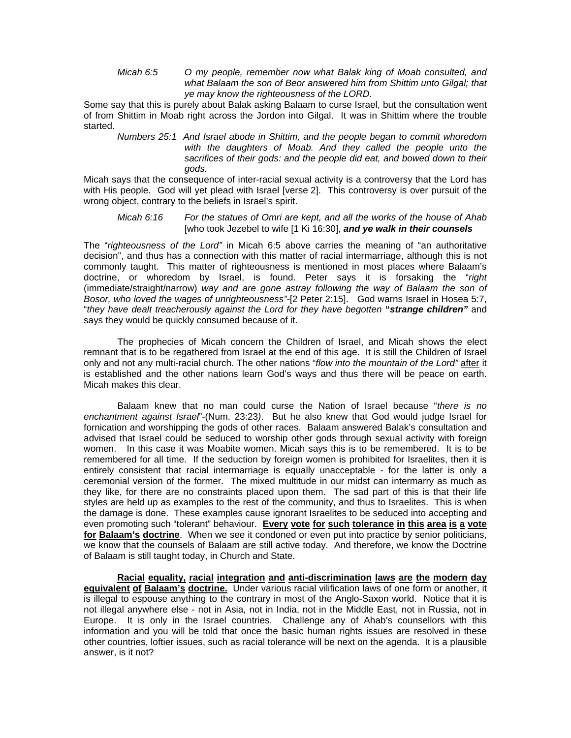*Micah 6:5 O my people, remember now what Balak king of Moab consulted, and what Balaam the son of Beor answered him from Shittim unto Gilgal; that ye may know the righteousness of the LORD.*

Some say that this is purely about Balak asking Balaam to curse Israel, but the consultation went of from Shittim in Moab right across the Jordon into Gilgal. It was in Shittim where the trouble started.

*Numbers 25:1 And Israel abode in Shittim, and the people began to commit whoredom with the daughters of Moab. And they called the people unto the sacrifices of their gods: and the people did eat, and bowed down to their gods.*

Micah says that the consequence of inter-racial sexual activity is a controversy that the Lord has with His people. God will yet plead with Israel [verse 2]. This controversy is over pursuit of the wrong object, contrary to the beliefs in Israel's spirit.

*Micah 6:16 For the statues of Omri are kept, and all the works of the house of Ahab* [who took Jezebel to wife [1 Ki 16:30], ***and ye walk in their counsels***

The "*righteousness of the Lord"* in Micah 6:5 above carries the meaning of "an authoritative decision", and thus has a connection with this matter of racial intermarriage, although this is not commonly taught. This matter of righteousness is mentioned in most places where Balaam's doctrine, or whoredom by Israel, is found. Peter says it is forsaking the "*right* (immediate/straight/narrow) *way and are gone astray following the way of Balaam the son of Bosor, who loved the wages of unrighteousness"*-[2 Peter 2:15]. God warns Israel in Hosea 5:7, "*they have dealt treacherously against the Lord for they have begotten* **"*strange children"*** and says they would be quickly consumed because of it.

The prophecies of Micah concern the Children of Israel, and Micah shows the elect remnant that is to be regathered from Israel at the end of this age. It is still the Children of Israel only and not any multi-racial church. The other nations "*flow into the mountain of the Lord"* after it is established and the other nations learn God's ways and thus there will be peace on earth. Micah makes this clear.

Balaam knew that no man could curse the Nation of Israel because "*there is no enchantment against Israel*"-(Num. 23:23*)*. But he also knew that God would judge Israel for fornication and worshipping the gods of other races. Balaam answered Balak's consultation and advised that Israel could be seduced to worship other gods through sexual activity with foreign women. In this case it was Moabite women. Micah says this is to be remembered. It is to be remembered for all time. If the seduction by foreign women is prohibited for Israelites, then it is entirely consistent that racial intermarriage is equally unacceptable - for the latter is only a ceremonial version of the former. The mixed multitude in our midst can intermarry as much as they like, for there are no constraints placed upon them. The sad part of this is that their life styles are held up as examples to the rest of the community, and thus to Israelites. This is when the damage is done. These examples cause ignorant Israelites to be seduced into accepting and even promoting such "tolerant" behaviour. **Every vote for such tolerance in this area is a vote for Balaam's doctrine**. When we see it condoned or even put into practice by senior politicians, we know that the counsels of Balaam are still active today. And therefore, we know the Doctrine of Balaam is still taught today, in Church and State.

**Racial equality, racial integration and anti-discrimination laws are the modern day equivalent of Balaam's doctrine.** Under various racial vilification laws of one form or another, it is illegal to espouse anything to the contrary in most of the Anglo-Saxon world. Notice that it is not illegal anywhere else - not in Asia, not in India, not in the Middle East, not in Russia, not in Europe. It is only in the Israel countries. Challenge any of Ahab's counsellors with this information and you will be told that once the basic human rights issues are resolved in these other countries, loftier issues, such as racial tolerance will be next on the agenda. It is a plausible answer, is it not?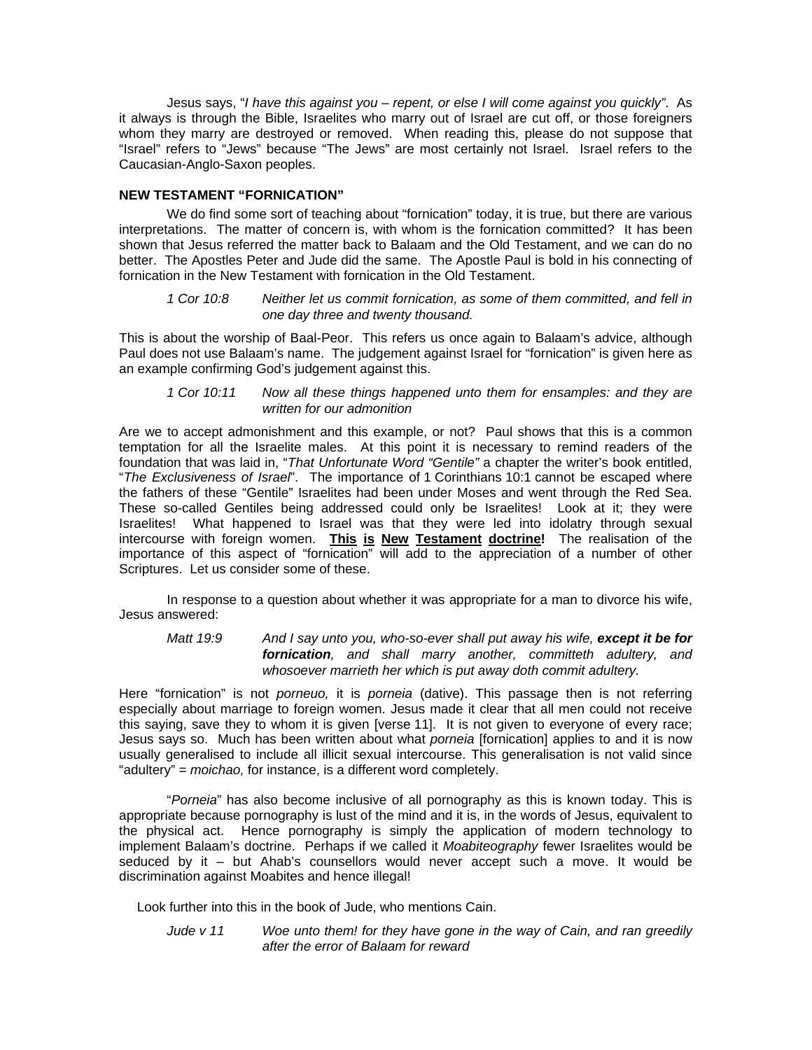Jesus says, "*I have this against you – repent, or else I will come against you quickly"*. As it always is through the Bible, Israelites who marry out of Israel are cut off, or those foreigners whom they marry are destroyed or removed. When reading this, please do not suppose that "Israel" refers to "Jews" because "The Jews" are most certainly not Israel. Israel refers to the Caucasian-Anglo-Saxon peoples.

**NEW TESTAMENT "FORNICATION"**

We do find some sort of teaching about "fornication" today, it is true, but there are various interpretations. The matter of concern is, with whom is the fornication committed? It has been shown that Jesus referred the matter back to Balaam and the Old Testament, and we can do no better. The Apostles Peter and Jude did the same. The Apostle Paul is bold in his connecting of fornication in the New Testament with fornication in the Old Testament.

> *1 Cor 10:8* *Neither let us commit fornication, as some of them committed, and fell in one day three and twenty thousand.*

This is about the worship of Baal-Peor. This refers us once again to Balaam's advice, although Paul does not use Balaam's name. The judgement against Israel for "fornication" is given here as an example confirming God's judgement against this.

> *1 Cor 10:11* *Now all these things happened unto them for ensamples: and they are written for our admonition*

Are we to accept admonishment and this example, or not? Paul shows that this is a common temptation for all the Israelite males. At this point it is necessary to remind readers of the foundation that was laid in, "*That Unfortunate Word "Gentile"* a chapter the writer's book entitled, "*The Exclusiveness of Israel*". The importance of 1 Corinthians 10:1 cannot be escaped where the fathers of these "Gentile" Israelites had been under Moses and went through the Red Sea. These so-called Gentiles being addressed could only be Israelites! Look at it; they were Israelites! What happened to Israel was that they were led into idolatry through sexual intercourse with foreign women. **This is New Testament doctrine!** The realisation of the importance of this aspect of "fornication" will add to the appreciation of a number of other Scriptures. Let us consider some of these.

In response to a question about whether it was appropriate for a man to divorce his wife, Jesus answered:

> *Matt 19:9* *And I say unto you, who-so-ever shall put away his wife, **except it be for fornication**, and shall marry another, committeth adultery, and whosoever marrieth her which is put away doth commit adultery.*

Here "fornication" is not *porneuo,* it is *porneia* (dative). This passage then is not referring especially about marriage to foreign women. Jesus made it clear that all men could not receive this saying, save they to whom it is given [verse 11]. It is not given to everyone of every race; Jesus says so. Much has been written about what *porneia* [fornication] applies to and it is now usually generalised to include all illicit sexual intercourse. This generalisation is not valid since "adultery" = *moichao,* for instance, is a different word completely.

"*Porneia*" has also become inclusive of all pornography as this is known today. This is appropriate because pornography is lust of the mind and it is, in the words of Jesus, equivalent to the physical act. Hence pornography is simply the application of modern technology to implement Balaam's doctrine. Perhaps if we called it *Moabiteography* fewer Israelites would be seduced by it – but Ahab's counsellors would never accept such a move. It would be discrimination against Moabites and hence illegal!

Look further into this in the book of Jude, who mentions Cain.

> *Jude v 11* *Woe unto them! for they have gone in the way of Cain, and ran greedily after the error of Balaam for reward*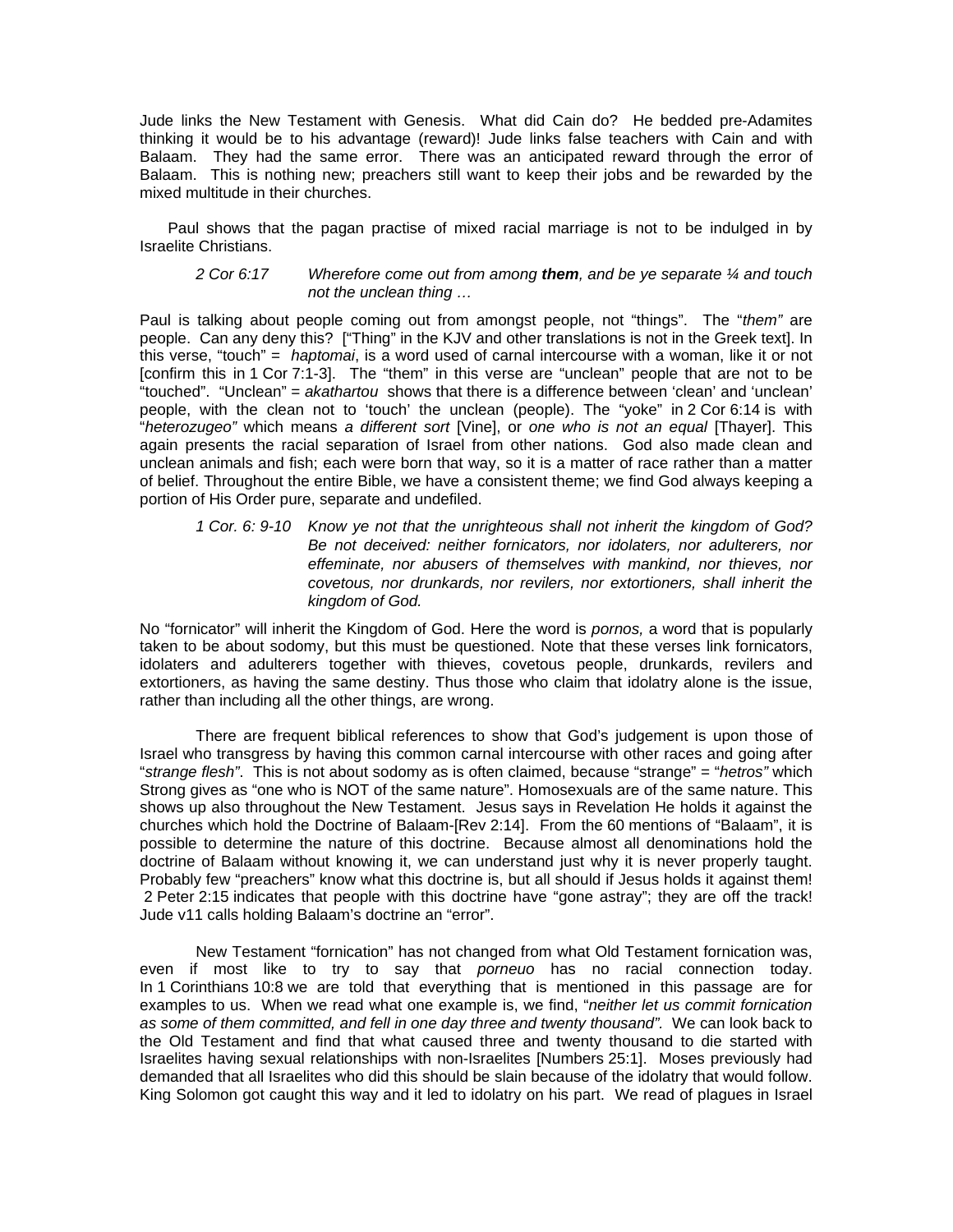Jude links the New Testament with Genesis. What did Cain do? He bedded pre-Adamites thinking it would be to his advantage (reward)! Jude links false teachers with Cain and with Balaam. They had the same error. There was an anticipated reward through the error of Balaam. This is nothing new; preachers still want to keep their jobs and be rewarded by the mixed multitude in their churches.

Paul shows that the pagan practise of mixed racial marriage is not to be indulged in by Israelite Christians.

> 2 Cor 6:17 *Wherefore come out from among **them**, and be ye separate ¼ and touch not the unclean thing …*

Paul is talking about people coming out from amongst people, not "things". The "*them"* are people. Can any deny this? ["Thing" in the KJV and other translations is not in the Greek text]. In this verse, "touch" = *haptomai*, is a word used of carnal intercourse with a woman, like it or not [confirm this in 1 Cor 7:1-3]. The "them" in this verse are "unclean" people that are not to be "touched". "Unclean" = *akathartou* shows that there is a difference between 'clean' and 'unclean' people, with the clean not to 'touch' the unclean (people). The "yoke" in 2 Cor 6:14 is with "*heterozugeo"* which means *a different sort* [Vine], or *one who is not an equal* [Thayer]. This again presents the racial separation of Israel from other nations. God also made clean and unclean animals and fish; each were born that way, so it is a matter of race rather than a matter of belief. Throughout the entire Bible, we have a consistent theme; we find God always keeping a portion of His Order pure, separate and undefiled.

> 1 Cor. 6: 9-10 *Know ye not that the unrighteous shall not inherit the kingdom of God? Be not deceived: neither fornicators, nor idolaters, nor adulterers, nor effeminate, nor abusers of themselves with mankind, nor thieves, nor covetous, nor drunkards, nor revilers, nor extortioners, shall inherit the kingdom of God.*

No "fornicator" will inherit the Kingdom of God. Here the word is *pornos,* a word that is popularly taken to be about sodomy, but this must be questioned. Note that these verses link fornicators, idolaters and adulterers together with thieves, covetous people, drunkards, revilers and extortioners, as having the same destiny. Thus those who claim that idolatry alone is the issue, rather than including all the other things, are wrong.

There are frequent biblical references to show that God's judgement is upon those of Israel who transgress by having this common carnal intercourse with other races and going after "*strange flesh"*. This is not about sodomy as is often claimed, because "strange" = "*hetros"* which Strong gives as "one who is NOT of the same nature". Homosexuals are of the same nature. This shows up also throughout the New Testament. Jesus says in Revelation He holds it against the churches which hold the Doctrine of Balaam-[Rev 2:14]. From the 60 mentions of "Balaam", it is possible to determine the nature of this doctrine. Because almost all denominations hold the doctrine of Balaam without knowing it, we can understand just why it is never properly taught. Probably few "preachers" know what this doctrine is, but all should if Jesus holds it against them! 2 Peter 2:15 indicates that people with this doctrine have "gone astray"; they are off the track! Jude v11 calls holding Balaam's doctrine an "error".

New Testament "fornication" has not changed from what Old Testament fornication was, even if most like to try to say that *porneuo* has no racial connection today. In 1 Corinthians 10:8 we are told that everything that is mentioned in this passage are for examples to us. When we read what one example is, we find, "*neither let us commit fornication as some of them committed, and fell in one day three and twenty thousand".* We can look back to the Old Testament and find that what caused three and twenty thousand to die started with Israelites having sexual relationships with non-Israelites [Numbers 25:1]. Moses previously had demanded that all Israelites who did this should be slain because of the idolatry that would follow. King Solomon got caught this way and it led to idolatry on his part. We read of plagues in Israel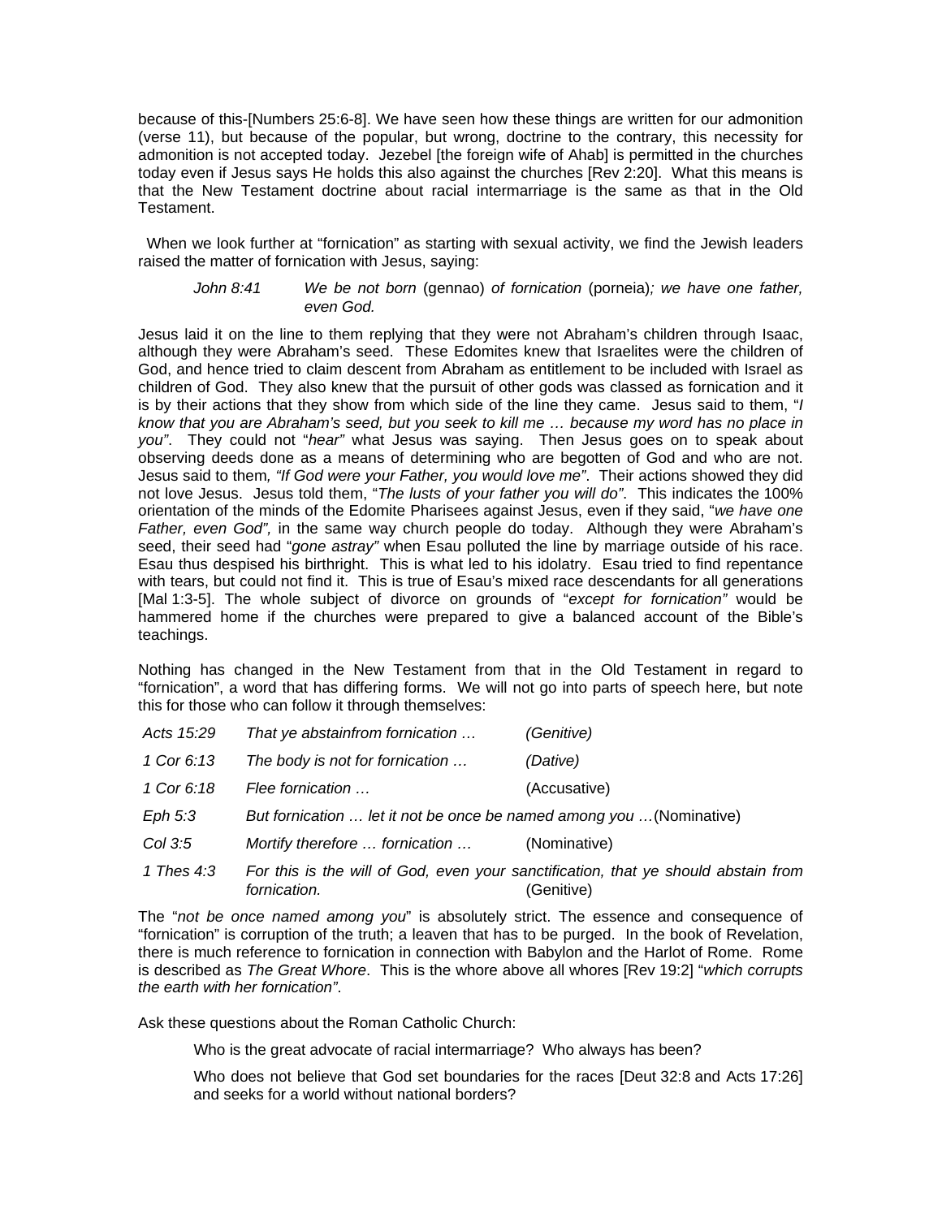because of this-[Numbers 25:6-8]. We have seen how these things are written for our admonition (verse 11), but because of the popular, but wrong, doctrine to the contrary, this necessity for admonition is not accepted today. Jezebel [the foreign wife of Ahab] is permitted in the churches today even if Jesus says He holds this also against the churches [Rev 2:20]. What this means is that the New Testament doctrine about racial intermarriage is the same as that in the Old Testament.

When we look further at "fornication" as starting with sexual activity, we find the Jewish leaders raised the matter of fornication with Jesus, saying:

> *John 8:41* *We be not born* (gennao) *of fornication* (porneia)*; we have one father, even God.*

Jesus laid it on the line to them replying that they were not Abraham's children through Isaac, although they were Abraham's seed. These Edomites knew that Israelites were the children of God, and hence tried to claim descent from Abraham as entitlement to be included with Israel as children of God. They also knew that the pursuit of other gods was classed as fornication and it is by their actions that they show from which side of the line they came. Jesus said to them, "*I know that you are Abraham's seed, but you seek to kill me … because my word has no place in you"*. They could not "*hear"* what Jesus was saying. Then Jesus goes on to speak about observing deeds done as a means of determining who are begotten of God and who are not. Jesus said to them*, "If God were your Father, you would love me"*. Their actions showed they did not love Jesus. Jesus told them, "*The lusts of your father you will do"*. This indicates the 100% orientation of the minds of the Edomite Pharisees against Jesus, even if they said, "*we have one Father, even God",* in the same way church people do today. Although they were Abraham's seed, their seed had "*gone astray"* when Esau polluted the line by marriage outside of his race. Esau thus despised his birthright. This is what led to his idolatry. Esau tried to find repentance with tears, but could not find it. This is true of Esau's mixed race descendants for all generations [Mal 1:3-5]. The whole subject of divorce on grounds of "*except for fornication"* would be hammered home if the churches were prepared to give a balanced account of the Bible's teachings.

Nothing has changed in the New Testament from that in the Old Testament in regard to "fornication", a word that has differing forms. We will not go into parts of speech here, but note this for those who can follow it through themselves:

| | | |
|---|---|---|
| *Acts 15:29* | *That ye abstainfrom fornication …* | *(Genitive)* |
| *1 Cor 6:13* | *The body is not for fornication …* | *(Dative)* |
| *1 Cor 6:18* | *Flee fornication …* | (Accusative) |
| *Eph 5:3* | *But fornication … let it not be once be named among you …*(Nominative) | |
| *Col 3:5* | *Mortify therefore … fornication …* | (Nominative) |
| *1 Thes 4:3* | *For this is the will of God, even your sanctification, that ye should abstain from fornication.* | (Genitive) |

The "*not be once named among you*" is absolutely strict. The essence and consequence of "fornication" is corruption of the truth; a leaven that has to be purged. In the book of Revelation, there is much reference to fornication in connection with Babylon and the Harlot of Rome. Rome is described as *The Great Whore*. This is the whore above all whores [Rev 19:2] "*which corrupts the earth with her fornication"*.

Ask these questions about the Roman Catholic Church:

> Who is the great advocate of racial intermarriage? Who always has been?
>
> Who does not believe that God set boundaries for the races [Deut 32:8 and Acts 17:26] and seeks for a world without national borders?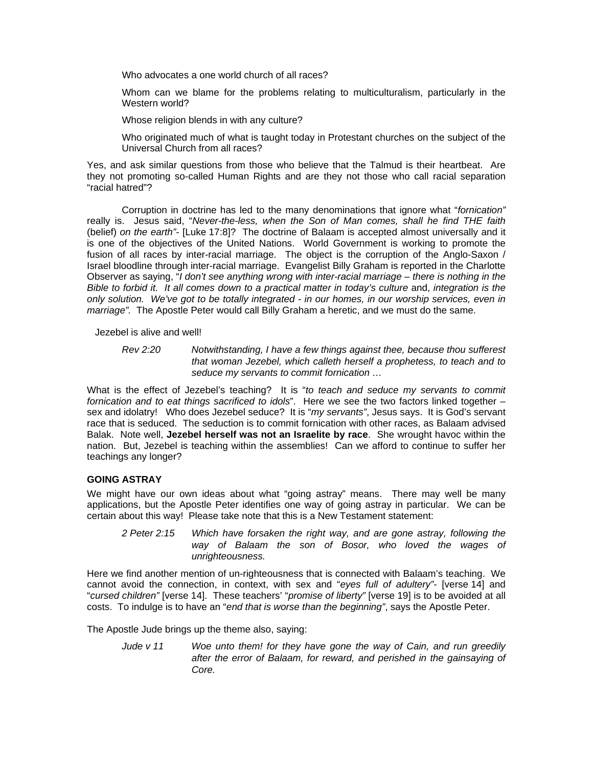Who advocates a one world church of all races?

Whom can we blame for the problems relating to multiculturalism, particularly in the Western world?

Whose religion blends in with any culture?

Who originated much of what is taught today in Protestant churches on the subject of the Universal Church from all races?

Yes, and ask similar questions from those who believe that the Talmud is their heartbeat. Are they not promoting so-called Human Rights and are they not those who call racial separation "racial hatred"?

Corruption in doctrine has led to the many denominations that ignore what "*fornication*" really is. Jesus said, "*Never-the-less, when the Son of Man comes, shall he find THE faith* (belief) *on the earth*"- [Luke 17:8]? The doctrine of Balaam is accepted almost universally and it is one of the objectives of the United Nations. World Government is working to promote the fusion of all races by inter-racial marriage. The object is the corruption of the Anglo-Saxon / Israel bloodline through inter-racial marriage. Evangelist Billy Graham is reported in the Charlotte Observer as saying, "*I don't see anything wrong with inter-racial marriage – there is nothing in the Bible to forbid it. It all comes down to a practical matter in today's culture* and, *integration is the only solution. We've got to be totally integrated - in our homes, in our worship services, even in marriage*". The Apostle Peter would call Billy Graham a heretic, and we must do the same.

Jezebel is alive and well!

> *Rev 2:20* *Notwithstanding, I have a few things against thee, because thou sufferest that woman Jezebel, which calleth herself a prophetess, to teach and to seduce my servants to commit fornication …*

What is the effect of Jezebel's teaching? It is "*to teach and seduce my servants to commit fornication and to eat things sacrificed to idols*". Here we see the two factors linked together – sex and idolatry! Who does Jezebel seduce? It is "*my servants*", Jesus says. It is God's servant race that is seduced. The seduction is to commit fornication with other races, as Balaam advised Balak. Note well, **Jezebel herself was not an Israelite by race**. She wrought havoc within the nation. But, Jezebel is teaching within the assemblies! Can we afford to continue to suffer her teachings any longer?

**GOING ASTRAY**

We might have our own ideas about what "going astray" means. There may well be many applications, but the Apostle Peter identifies one way of going astray in particular. We can be certain about this way! Please take note that this is a New Testament statement:

> *2 Peter 2:15* *Which have forsaken the right way, and are gone astray, following the way of Balaam the son of Bosor, who loved the wages of unrighteousness.*

Here we find another mention of un-righteousness that is connected with Balaam's teaching. We cannot avoid the connection, in context, with sex and "*eyes full of adultery*"- [verse 14] and "*cursed children*" [verse 14]. These teachers' "*promise of liberty*" [verse 19] is to be avoided at all costs. To indulge is to have an "*end that is worse than the beginning*", says the Apostle Peter.

The Apostle Jude brings up the theme also, saying:

> *Jude v 11* *Woe unto them! for they have gone the way of Cain, and run greedily after the error of Balaam, for reward, and perished in the gainsaying of Core.*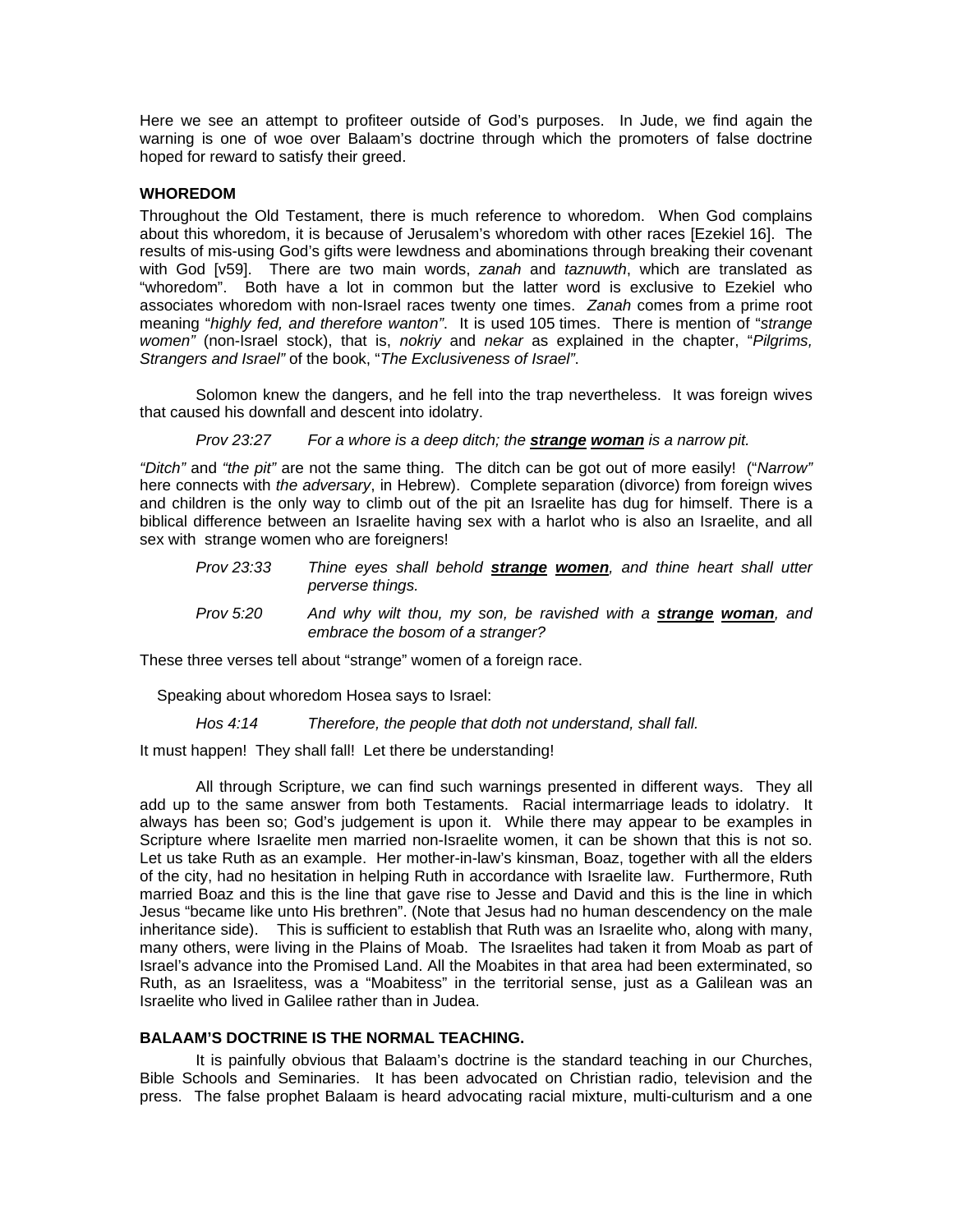Here we see an attempt to profiteer outside of God's purposes. In Jude, we find again the warning is one of woe over Balaam's doctrine through which the promoters of false doctrine hoped for reward to satisfy their greed.

### WHOREDOM

Throughout the Old Testament, there is much reference to whoredom. When God complains about this whoredom, it is because of Jerusalem's whoredom with other races [Ezekiel 16]. The results of mis-using God's gifts were lewdness and abominations through breaking their covenant with God [v59]. There are two main words, *zanah* and *taznuwth*, which are translated as "whoredom". Both have a lot in common but the latter word is exclusive to Ezekiel who associates whoredom with non-Israel races twenty one times. *Zanah* comes from a prime root meaning "*highly fed, and therefore wanton"*. It is used 105 times. There is mention of "*strange women"* (non-Israel stock), that is, *nokriy* and *nekar* as explained in the chapter, "*Pilgrims, Strangers and Israel"* of the book, "*The Exclusiveness of Israel"*.

Solomon knew the dangers, and he fell into the trap nevertheless. It was foreign wives that caused his downfall and descent into idolatry.

> *Prov 23:27 For a whore is a deep ditch; the* ***strange woman*** *is a narrow pit.*

*"Ditch"* and *"the pit"* are not the same thing. The ditch can be got out of more easily! ("*Narrow"* here connects with *the adversary*, in Hebrew). Complete separation (divorce) from foreign wives and children is the only way to climb out of the pit an Israelite has dug for himself. There is a biblical difference between an Israelite having sex with a harlot who is also an Israelite, and all sex with strange women who are foreigners!

> *Prov 23:33 Thine eyes shall behold* ***strange women****, and thine heart shall utter perverse things.*
>
> *Prov 5:20 And why wilt thou, my son, be ravished with a* ***strange woman****, and embrace the bosom of a stranger?*

These three verses tell about "strange" women of a foreign race.

Speaking about whoredom Hosea says to Israel:

> *Hos 4:14 Therefore, the people that doth not understand, shall fall.*

It must happen! They shall fall! Let there be understanding!

All through Scripture, we can find such warnings presented in different ways. They all add up to the same answer from both Testaments. Racial intermarriage leads to idolatry. It always has been so; God's judgement is upon it. While there may appear to be examples in Scripture where Israelite men married non-Israelite women, it can be shown that this is not so. Let us take Ruth as an example. Her mother-in-law's kinsman, Boaz, together with all the elders of the city, had no hesitation in helping Ruth in accordance with Israelite law. Furthermore, Ruth married Boaz and this is the line that gave rise to Jesse and David and this is the line in which Jesus "became like unto His brethren". (Note that Jesus had no human descendency on the male inheritance side). This is sufficient to establish that Ruth was an Israelite who, along with many, many others, were living in the Plains of Moab. The Israelites had taken it from Moab as part of Israel's advance into the Promised Land. All the Moabites in that area had been exterminated, so Ruth, as an Israelitess, was a "Moabitess" in the territorial sense, just as a Galilean was an Israelite who lived in Galilee rather than in Judea.

### BALAAM'S DOCTRINE IS THE NORMAL TEACHING.

It is painfully obvious that Balaam's doctrine is the standard teaching in our Churches, Bible Schools and Seminaries. It has been advocated on Christian radio, television and the press. The false prophet Balaam is heard advocating racial mixture, multi-culturism and a one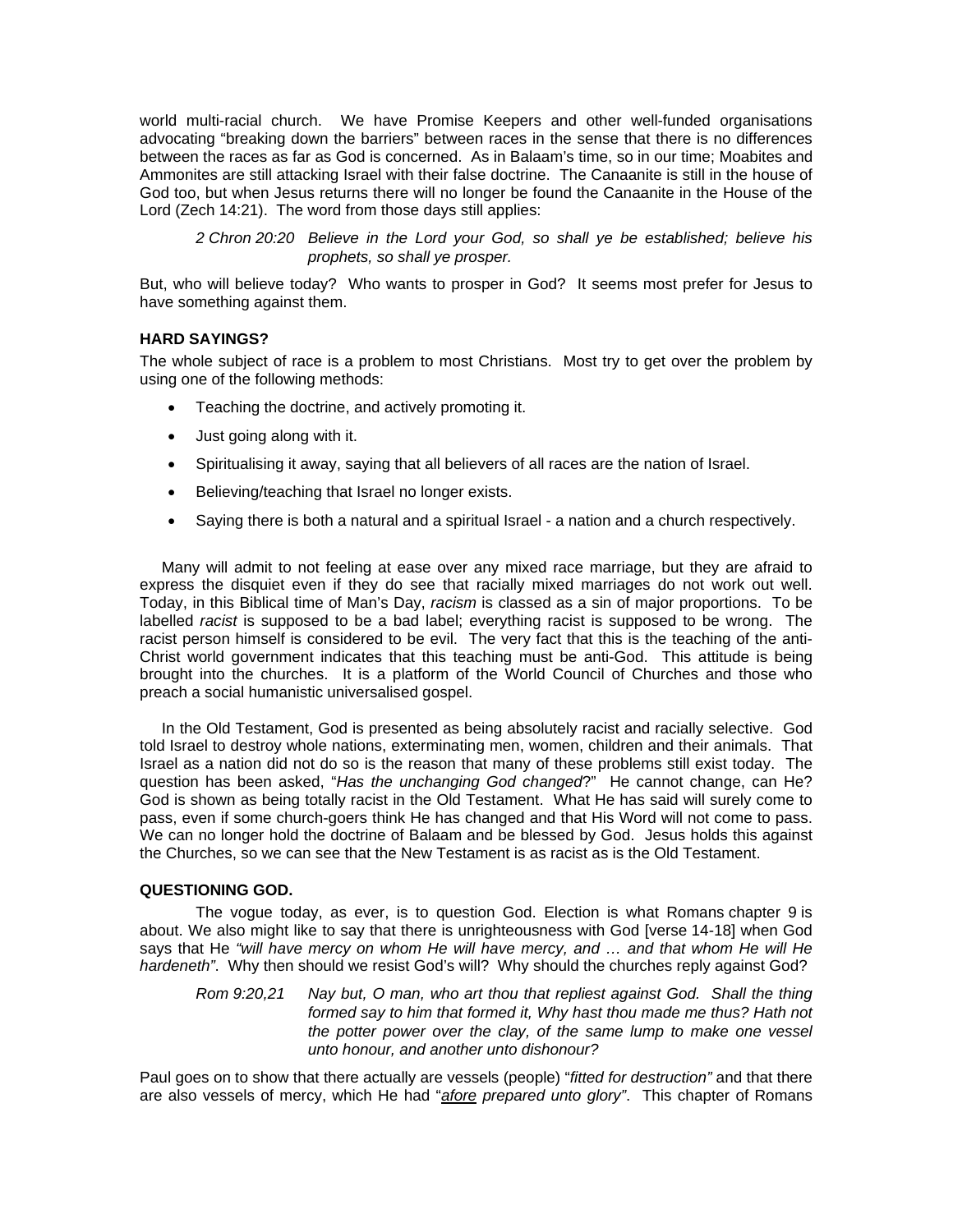world multi-racial church. We have Promise Keepers and other well-funded organisations advocating "breaking down the barriers" between races in the sense that there is no differences between the races as far as God is concerned. As in Balaam's time, so in our time; Moabites and Ammonites are still attacking Israel with their false doctrine. The Canaanite is still in the house of God too, but when Jesus returns there will no longer be found the Canaanite in the House of the Lord (Zech 14:21). The word from those days still applies:

> *2 Chron 20:20 Believe in the Lord your God, so shall ye be established; believe his prophets, so shall ye prosper.*

But, who will believe today? Who wants to prosper in God? It seems most prefer for Jesus to have something against them.

### HARD SAYINGS?

The whole subject of race is a problem to most Christians. Most try to get over the problem by using one of the following methods:

- Teaching the doctrine, and actively promoting it.
- Just going along with it.
- Spiritualising it away, saying that all believers of all races are the nation of Israel.
- Believing/teaching that Israel no longer exists.
- Saying there is both a natural and a spiritual Israel - a nation and a church respectively.

Many will admit to not feeling at ease over any mixed race marriage, but they are afraid to express the disquiet even if they do see that racially mixed marriages do not work out well. Today, in this Biblical time of Man's Day, *racism* is classed as a sin of major proportions. To be labelled *racist* is supposed to be a bad label; everything racist is supposed to be wrong. The racist person himself is considered to be evil. The very fact that this is the teaching of the anti-Christ world government indicates that this teaching must be anti-God. This attitude is being brought into the churches. It is a platform of the World Council of Churches and those who preach a social humanistic universalised gospel.

In the Old Testament, God is presented as being absolutely racist and racially selective. God told Israel to destroy whole nations, exterminating men, women, children and their animals. That Israel as a nation did not do so is the reason that many of these problems still exist today. The question has been asked, "*Has the unchanging God changed*?" He cannot change, can He? God is shown as being totally racist in the Old Testament. What He has said will surely come to pass, even if some church-goers think He has changed and that His Word will not come to pass. We can no longer hold the doctrine of Balaam and be blessed by God. Jesus holds this against the Churches, so we can see that the New Testament is as racist as is the Old Testament.

### QUESTIONING GOD.

The vogue today, as ever, is to question God. Election is what Romans chapter 9 is about. We also might like to say that there is unrighteousness with God [verse 14-18] when God says that He *"will have mercy on whom He will have mercy, and … and that whom He will He hardeneth"*. Why then should we resist God's will? Why should the churches reply against God?

> *Rom 9:20,21 Nay but, O man, who art thou that repliest against God. Shall the thing formed say to him that formed it, Why hast thou made me thus? Hath not the potter power over the clay, of the same lump to make one vessel unto honour, and another unto dishonour?*

Paul goes on to show that there actually are vessels (people) "*fitted for destruction"* and that there are also vessels of mercy, which He had "*afore prepared unto glory"*. This chapter of Romans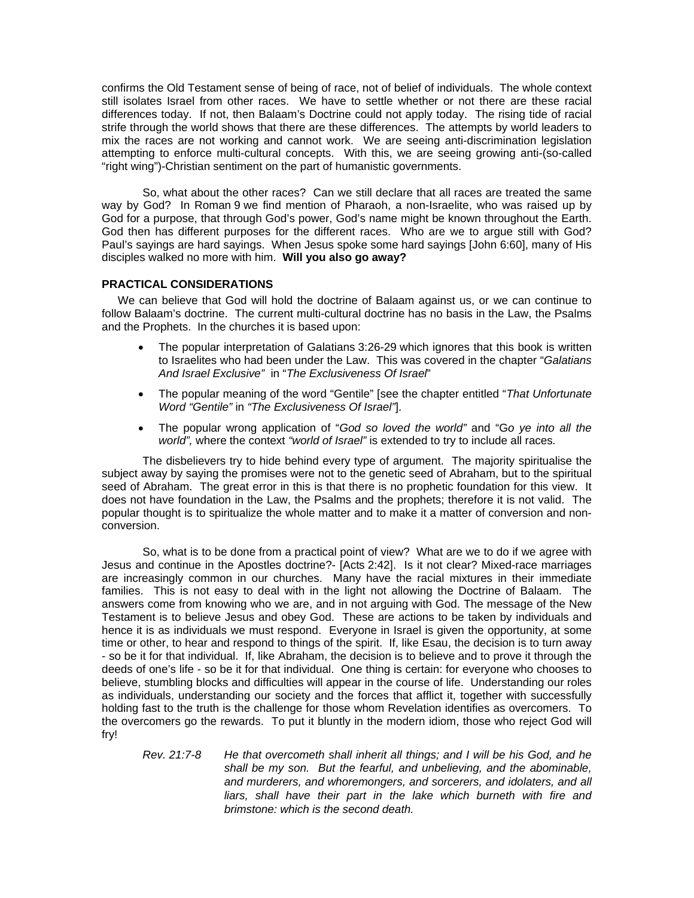confirms the Old Testament sense of being of race, not of belief of individuals. The whole context still isolates Israel from other races. We have to settle whether or not there are these racial differences today. If not, then Balaam's Doctrine could not apply today. The rising tide of racial strife through the world shows that there are these differences. The attempts by world leaders to mix the races are not working and cannot work. We are seeing anti-discrimination legislation attempting to enforce multi-cultural concepts. With this, we are seeing growing anti-(so-called "right wing")-Christian sentiment on the part of humanistic governments.

So, what about the other races? Can we still declare that all races are treated the same way by God? In Roman 9 we find mention of Pharaoh, a non-Israelite, who was raised up by God for a purpose, that through God's power, God's name might be known throughout the Earth. God then has different purposes for the different races. Who are we to argue still with God? Paul's sayings are hard sayings. When Jesus spoke some hard sayings [John 6:60], many of His disciples walked no more with him. **Will you also go away?**

### PRACTICAL CONSIDERATIONS

We can believe that God will hold the doctrine of Balaam against us, or we can continue to follow Balaam's doctrine. The current multi-cultural doctrine has no basis in the Law, the Psalms and the Prophets. In the churches it is based upon:

- The popular interpretation of Galatians 3:26-29 which ignores that this book is written to Israelites who had been under the Law. This was covered in the chapter "*Galatians And Israel Exclusive"* in "*The Exclusiveness Of Israel*"
- The popular meaning of the word "Gentile" [see the chapter entitled "*That Unfortunate Word "Gentile"* in *"The Exclusiveness Of Israel"*].
- The popular wrong application of "*God so loved the world"* and "G*o ye into all the world",* where the context *"world of Israel"* is extended to try to include all races*.*

The disbelievers try to hide behind every type of argument. The majority spiritualise the subject away by saying the promises were not to the genetic seed of Abraham, but to the spiritual seed of Abraham. The great error in this is that there is no prophetic foundation for this view. It does not have foundation in the Law, the Psalms and the prophets; therefore it is not valid. The popular thought is to spiritualize the whole matter and to make it a matter of conversion and non-conversion.

So, what is to be done from a practical point of view? What are we to do if we agree with Jesus and continue in the Apostles doctrine?- [Acts 2:42]. Is it not clear? Mixed-race marriages are increasingly common in our churches. Many have the racial mixtures in their immediate families. This is not easy to deal with in the light not allowing the Doctrine of Balaam. The answers come from knowing who we are, and in not arguing with God. The message of the New Testament is to believe Jesus and obey God. These are actions to be taken by individuals and hence it is as individuals we must respond. Everyone in Israel is given the opportunity, at some time or other, to hear and respond to things of the spirit. If, like Esau, the decision is to turn away - so be it for that individual. If, like Abraham, the decision is to believe and to prove it through the deeds of one's life - so be it for that individual. One thing is certain: for everyone who chooses to believe, stumbling blocks and difficulties will appear in the course of life. Understanding our roles as individuals, understanding our society and the forces that afflict it, together with successfully holding fast to the truth is the challenge for those whom Revelation identifies as overcomers. To the overcomers go the rewards. To put it bluntly in the modern idiom, those who reject God will fry!

> *Rev. 21:7-8* *He that overcometh shall inherit all things; and I will be his God, and he shall be my son. But the fearful, and unbelieving, and the abominable, and murderers, and whoremongers, and sorcerers, and idolaters, and all liars, shall have their part in the lake which burneth with fire and brimstone: which is the second death.*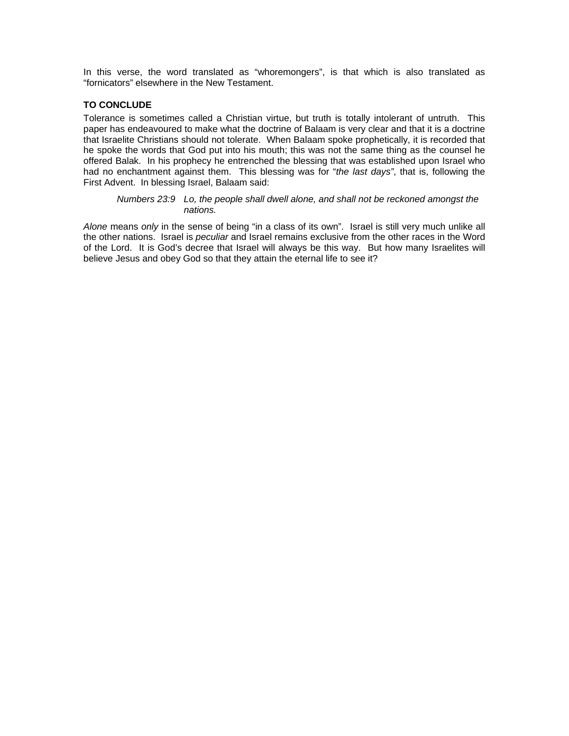In this verse, the word translated as "whoremongers", is that which is also translated as "fornicators" elsewhere in the New Testament.

**TO CONCLUDE**

Tolerance is sometimes called a Christian virtue, but truth is totally intolerant of untruth. This paper has endeavoured to make what the doctrine of Balaam is very clear and that it is a doctrine that Israelite Christians should not tolerate. When Balaam spoke prophetically, it is recorded that he spoke the words that God put into his mouth; this was not the same thing as the counsel he offered Balak. In his prophecy he entrenched the blessing that was established upon Israel who had no enchantment against them. This blessing was for "*the last days"*, that is, following the First Advent. In blessing Israel, Balaam said:

> *Numbers 23:9* *Lo, the people shall dwell alone, and shall not be reckoned amongst the nations.*

*Alone* means *only* in the sense of being "in a class of its own". Israel is still very much unlike all the other nations. Israel is *peculiar* and Israel remains exclusive from the other races in the Word of the Lord. It is God's decree that Israel will always be this way. But how many Israelites will believe Jesus and obey God so that they attain the eternal life to see it?